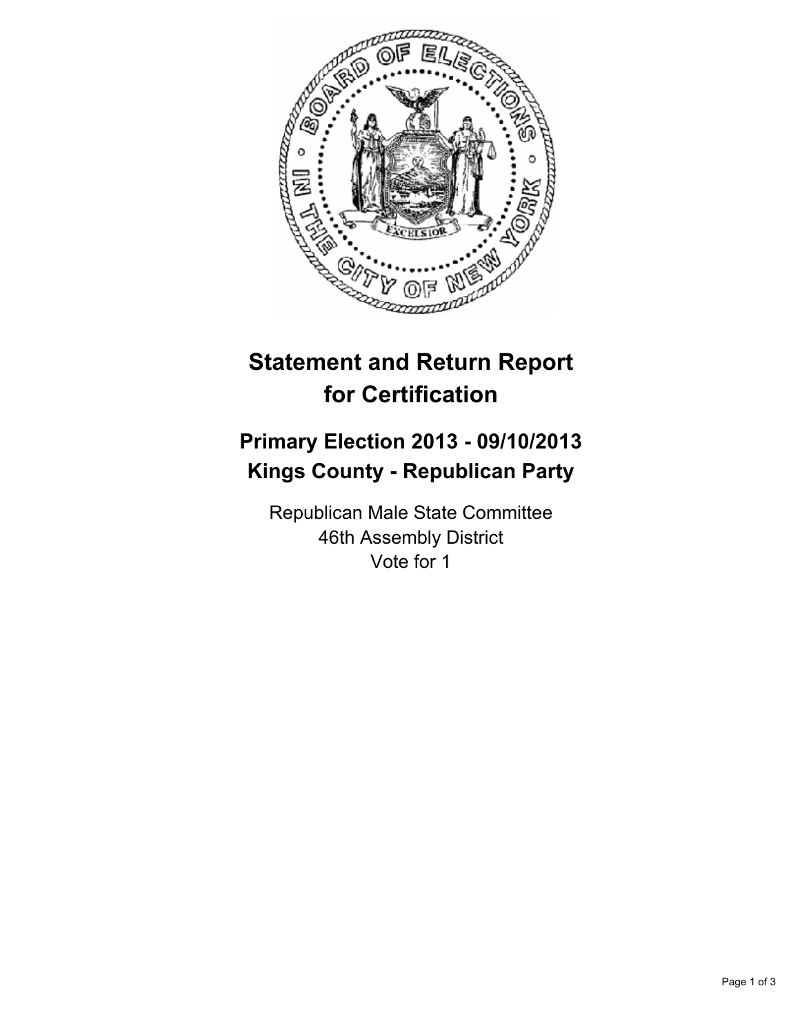# Statement and Return Report for Certification

## Primary Election 2013 - 09/10/2013
## Kings County - Republican Party

Republican Male State Committee
46th Assembly District
Vote for 1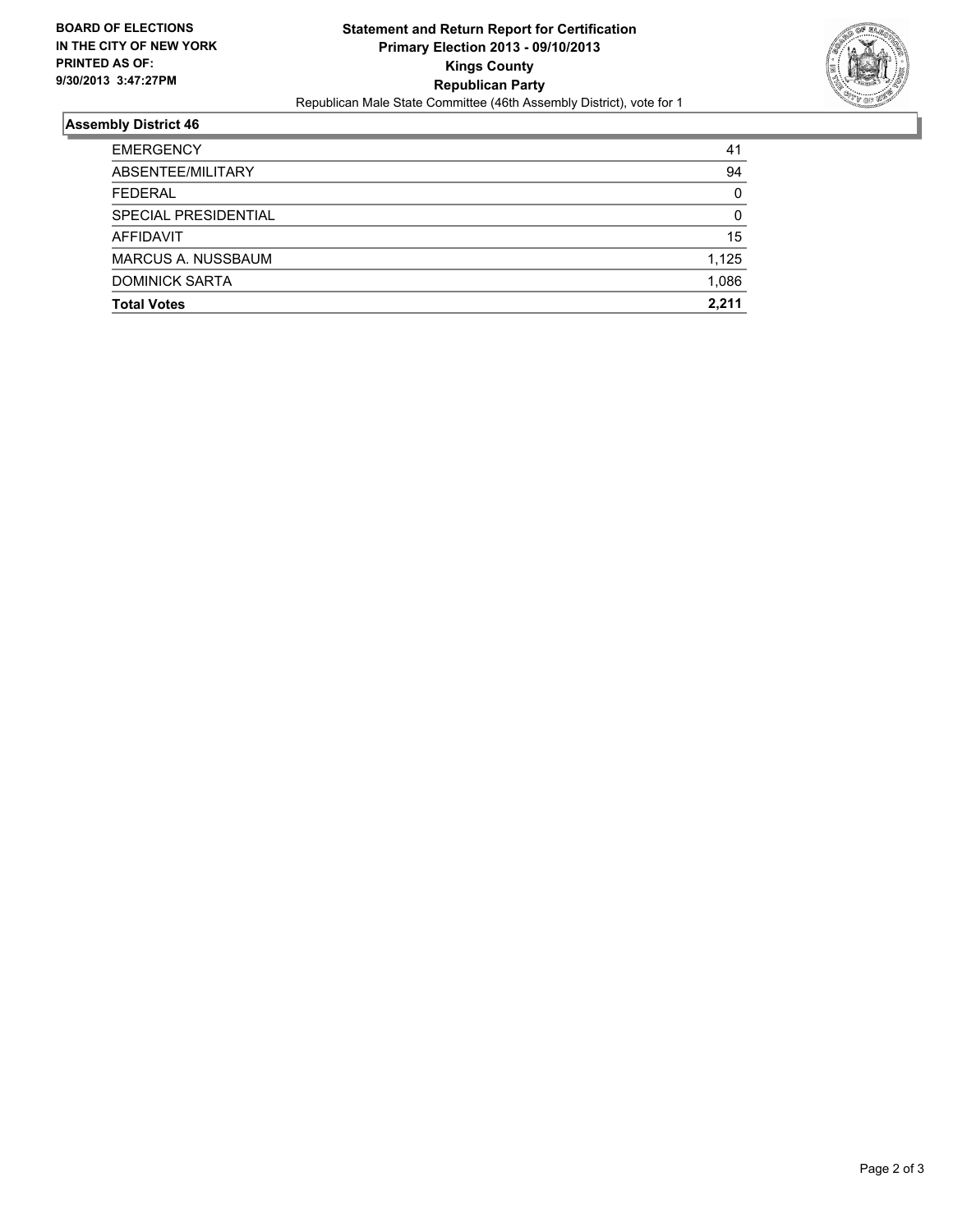BOARD OF ELECTIONS
IN THE CITY OF NEW YORK
PRINTED AS OF:
9/30/2013 3:47:27PM

**Statement and Return Report for Certification**
**Primary Election 2013 - 09/10/2013**
**Kings County**
**Republican Party**
Republican Male State Committee (46th Assembly District), vote for 1

## Assembly District 46

| | |
|---|---|
| EMERGENCY | 41 |
| ABSENTEE/MILITARY | 94 |
| FEDERAL | 0 |
| SPECIAL PRESIDENTIAL | 0 |
| AFFIDAVIT | 15 |
| MARCUS A. NUSSBAUM | 1,125 |
| DOMINICK SARTA | 1,086 |
| **Total Votes** | **2,211** |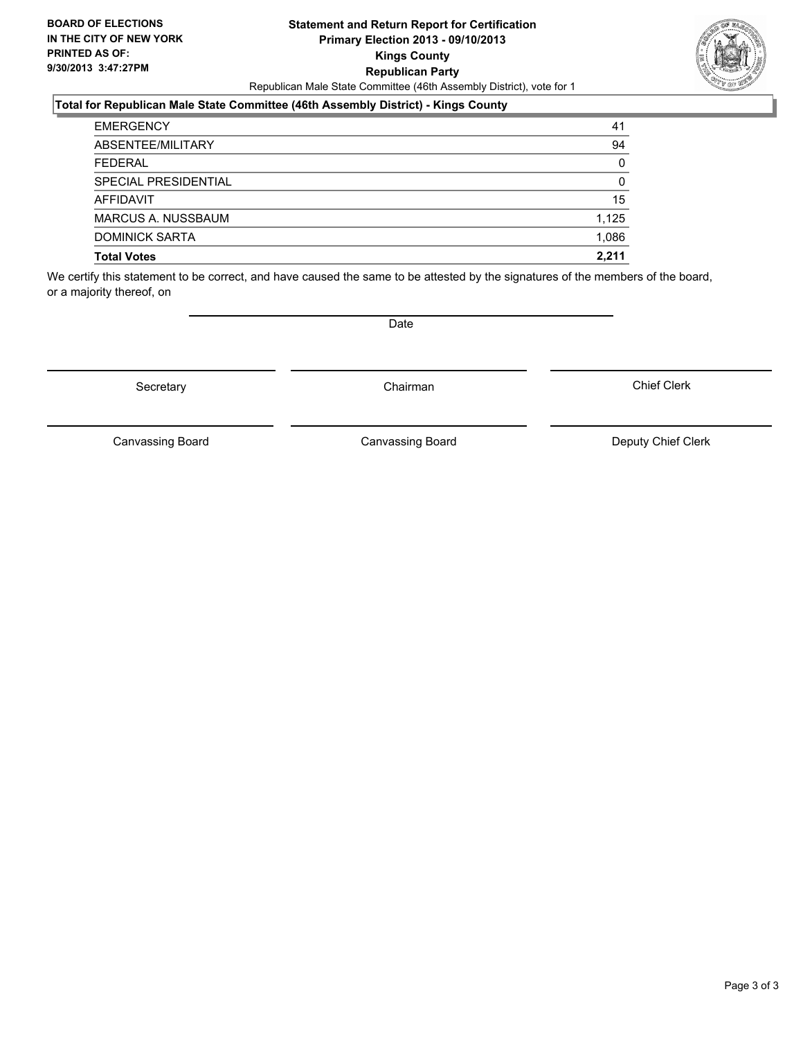**BOARD OF ELECTIONS IN THE CITY OF NEW YORK PRINTED AS OF: 9/30/2013 3:47:27PM**

**Statement and Return Report for Certification**
**Primary Election 2013 - 09/10/2013**
**Kings County**
**Republican Party**

Republican Male State Committee (46th Assembly District), vote for 1

**Total for Republican Male State Committee (46th Assembly District) - Kings County**

| | |
|---|---|
| EMERGENCY | 41 |
| ABSENTEE/MILITARY | 94 |
| FEDERAL | 0 |
| SPECIAL PRESIDENTIAL | 0 |
| AFFIDAVIT | 15 |
| MARCUS A. NUSSBAUM | 1,125 |
| DOMINICK SARTA | 1,086 |
| **Total Votes** | **2,211** |

We certify this statement to be correct, and have caused the same to be attested by the signatures of the members of the board, or a majority thereof, on

Date

Secretary

Chairman

Chief Clerk

Canvassing Board

Canvassing Board

Deputy Chief Clerk